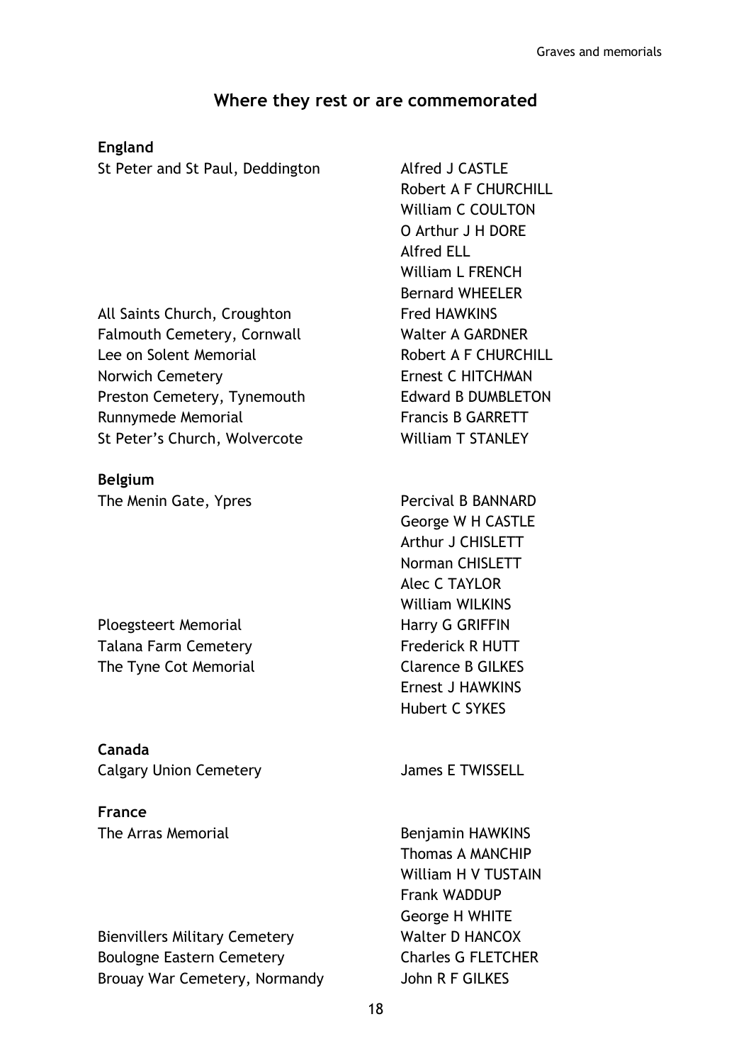## Where they rest or are commemorated

**England**

| | |
|---|---|
| St Peter and St Paul, Deddington | Alfred J CASTLE |
| | Robert A F CHURCHILL |
| | William C COULTON |
| | O Arthur J H DORE |
| | Alfred ELL |
| | William L FRENCH |
| | Bernard WHEELER |
| All Saints Church, Croughton | Fred HAWKINS |
| Falmouth Cemetery, Cornwall | Walter A GARDNER |
| Lee on Solent Memorial | Robert A F CHURCHILL |
| Norwich Cemetery | Ernest C HITCHMAN |
| Preston Cemetery, Tynemouth | Edward B DUMBLETON |
| Runnymede Memorial | Francis B GARRETT |
| St Peter's Church, Wolvercote | William T STANLEY |

**Belgium**

| | |
|---|---|
| The Menin Gate, Ypres | Percival B BANNARD |
| | George W H CASTLE |
| | Arthur J CHISLETT |
| | Norman CHISLETT |
| | Alec C TAYLOR |
| | William WILKINS |
| Ploegsteert Memorial | Harry G GRIFFIN |
| Talana Farm Cemetery | Frederick R HUTT |
| The Tyne Cot Memorial | Clarence B GILKES |
| | Ernest J HAWKINS |
| | Hubert C SYKES |

**Canada**

| | |
|---|---|
| Calgary Union Cemetery | James E TWISSELL |

**France**

| | |
|---|---|
| The Arras Memorial | Benjamin HAWKINS |
| | Thomas A MANCHIP |
| | William H V TUSTAIN |
| | Frank WADDUP |
| | George H WHITE |
| Bienvillers Military Cemetery | Walter D HANCOX |
| Boulogne Eastern Cemetery | Charles G FLETCHER |
| Brouay War Cemetery, Normandy | John R F GILKES |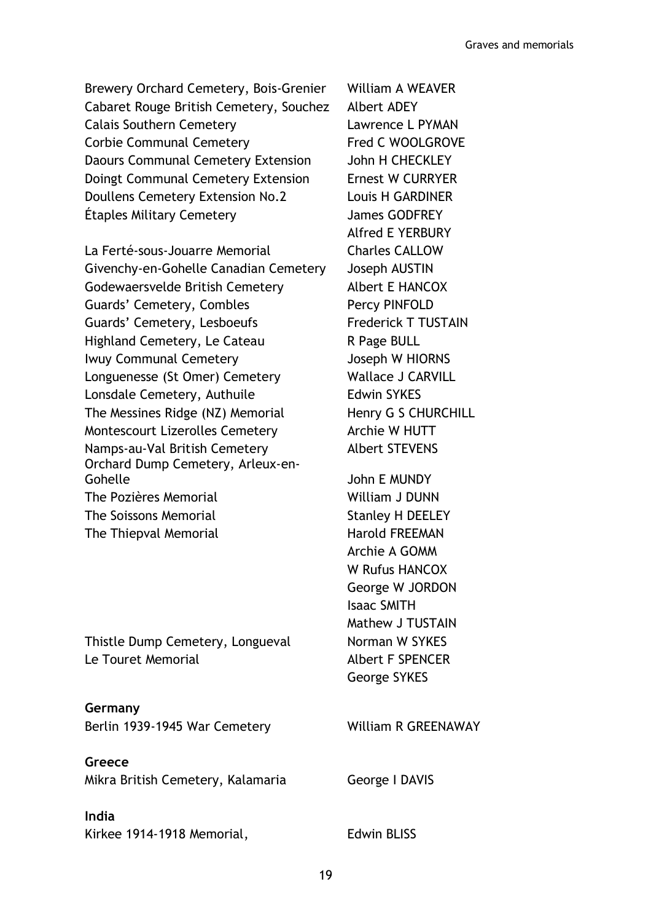| | |
|---|---|
| Brewery Orchard Cemetery, Bois-Grenier | William A WEAVER |
| Cabaret Rouge British Cemetery, Souchez | Albert ADEY |
| Calais Southern Cemetery | Lawrence L PYMAN |
| Corbie Communal Cemetery | Fred C WOOLGROVE |
| Daours Communal Cemetery Extension | John H CHECKLEY |
| Doingt Communal Cemetery Extension | Ernest W CURRYER |
| Doullens Cemetery Extension No.2 | Louis H GARDINER |
| Étaples Military Cemetery | James GODFREY |
| | Alfred E YERBURY |
| La Ferté-sous-Jouarre Memorial | Charles CALLOW |
| Givenchy-en-Gohelle Canadian Cemetery | Joseph AUSTIN |
| Godewaersvelde British Cemetery | Albert E HANCOX |
| Guards' Cemetery, Combles | Percy PINFOLD |
| Guards' Cemetery, Lesboeufs | Frederick T TUSTAIN |
| Highland Cemetery, Le Cateau | R Page BULL |
| Iwuy Communal Cemetery | Joseph W HIORNS |
| Longuenesse (St Omer) Cemetery | Wallace J CARVILL |
| Lonsdale Cemetery, Authuile | Edwin SYKES |
| The Messines Ridge (NZ) Memorial | Henry G S CHURCHILL |
| Montescourt Lizerolles Cemetery | Archie W HUTT |
| Namps-au-Val British Cemetery | Albert STEVENS |
| Orchard Dump Cemetery, Arleux-en-Gohelle | John E MUNDY |
| The Pozières Memorial | William J DUNN |
| The Soissons Memorial | Stanley H DEELEY |
| The Thiepval Memorial | Harold FREEMAN |
| | Archie A GOMM |
| | W Rufus HANCOX |
| | George W JORDON |
| | Isaac SMITH |
| | Mathew J TUSTAIN |
| Thistle Dump Cemetery, Longueval | Norman W SYKES |
| Le Touret Memorial | Albert F SPENCER |
| | George SYKES |

**Germany**

| | |
|---|---|
| Berlin 1939-1945 War Cemetery | William R GREENAWAY |

**Greece**

| | |
|---|---|
| Mikra British Cemetery, Kalamaria | George I DAVIS |

**India**

| | |
|---|---|
| Kirkee 1914-1918 Memorial, | Edwin BLISS |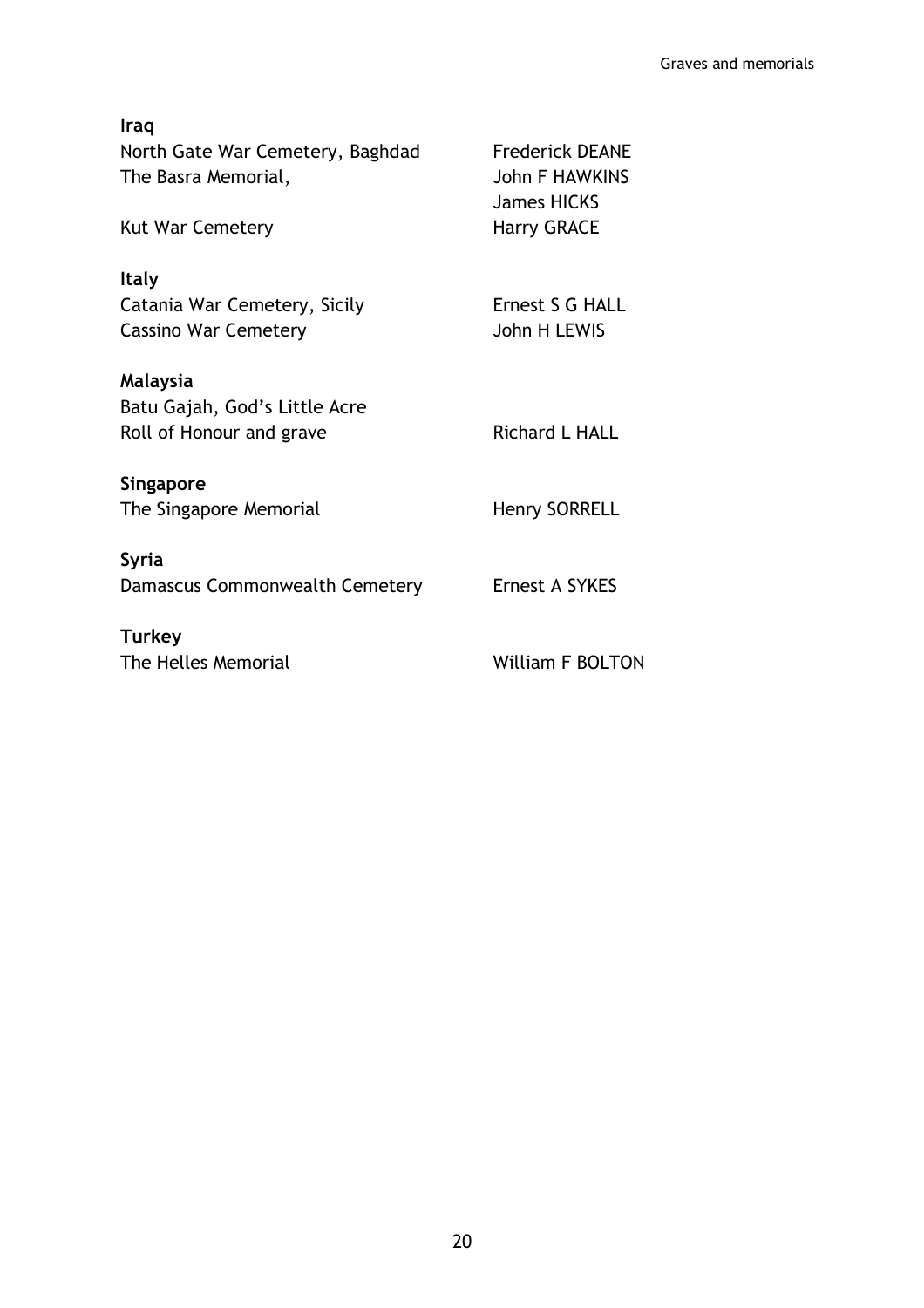**Iraq**

| | |
|---|---|
| North Gate War Cemetery, Baghdad | Frederick DEANE |
| The Basra Memorial, | John F HAWKINS |
| | James HICKS |
| Kut War Cemetery | Harry GRACE |

**Italy**

| | |
|---|---|
| Catania War Cemetery, Sicily | Ernest S G HALL |
| Cassino War Cemetery | John H LEWIS |

**Malaysia**

| | |
|---|---|
| Batu Gajah, God's Little Acre Roll of Honour and grave | Richard L HALL |

**Singapore**

| | |
|---|---|
| The Singapore Memorial | Henry SORRELL |

**Syria**

| | |
|---|---|
| Damascus Commonwealth Cemetery | Ernest A SYKES |

**Turkey**

| | |
|---|---|
| The Helles Memorial | William F BOLTON |